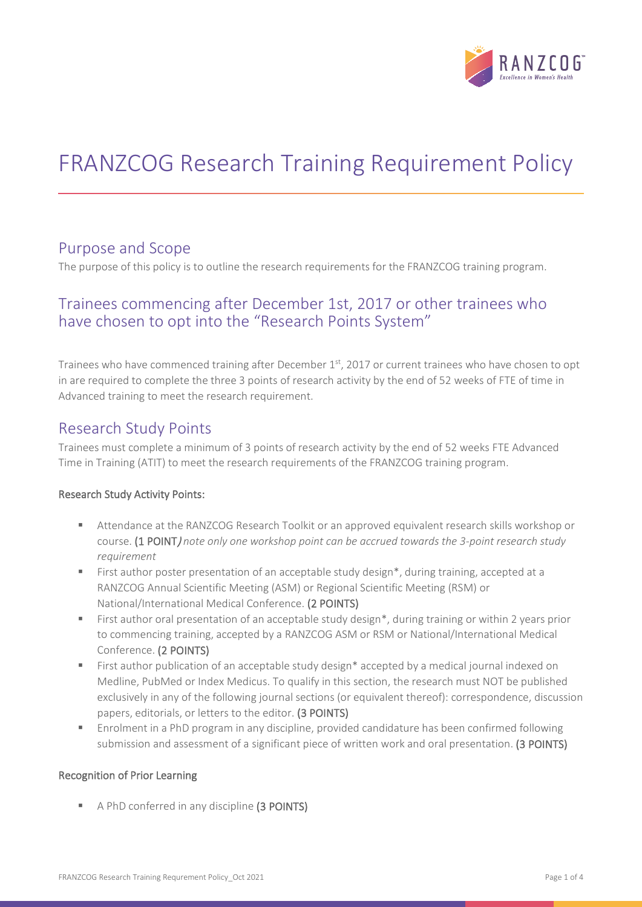# FRANZCOG Research Training Requirement Policy

## Purpose and Scope

The purpose of this policy is to outline the research requirements for the FRANZCOG training program.

## Trainees commencing after December 1st, 2017 or other trainees who have chosen to opt into the "Research Points System"

Trainees who have commenced training after December 1st, 2017 or current trainees who have chosen to opt in are required to complete the three 3 points of research activity by the end of 52 weeks of FTE of time in Advanced training to meet the research requirement.

## Research Study Points

Trainees must complete a minimum of 3 points of research activity by the end of 52 weeks FTE Advanced Time in Training (ATIT) to meet the research requirements of the FRANZCOG training program.

#### Research Study Activity Points:

- Attendance at the RANZCOG Research Toolkit or an approved equivalent research skills workshop or course. **(1 POINT)** *note only one workshop point can be accrued towards the 3-point research study requirement*
- First author poster presentation of an acceptable study design*, during training, accepted at a RANZCOG Annual Scientific Meeting (ASM) or Regional Scientific Meeting (RSM) or National/International Medical Conference. **(2 POINTS)**
- First author oral presentation of an acceptable study design*, during training or within 2 years prior to commencing training, accepted by a RANZCOG ASM or RSM or National/International Medical Conference. **(2 POINTS)**
- First author publication of an acceptable study design* accepted by a medical journal indexed on Medline, PubMed or Index Medicus. To qualify in this section, the research must NOT be published exclusively in any of the following journal sections (or equivalent thereof): correspondence, discussion papers, editorials, or letters to the editor. **(3 POINTS)**
- Enrolment in a PhD program in any discipline, provided candidature has been confirmed following submission and assessment of a significant piece of written work and oral presentation. **(3 POINTS)**

#### Recognition of Prior Learning

- A PhD conferred in any discipline **(3 POINTS)**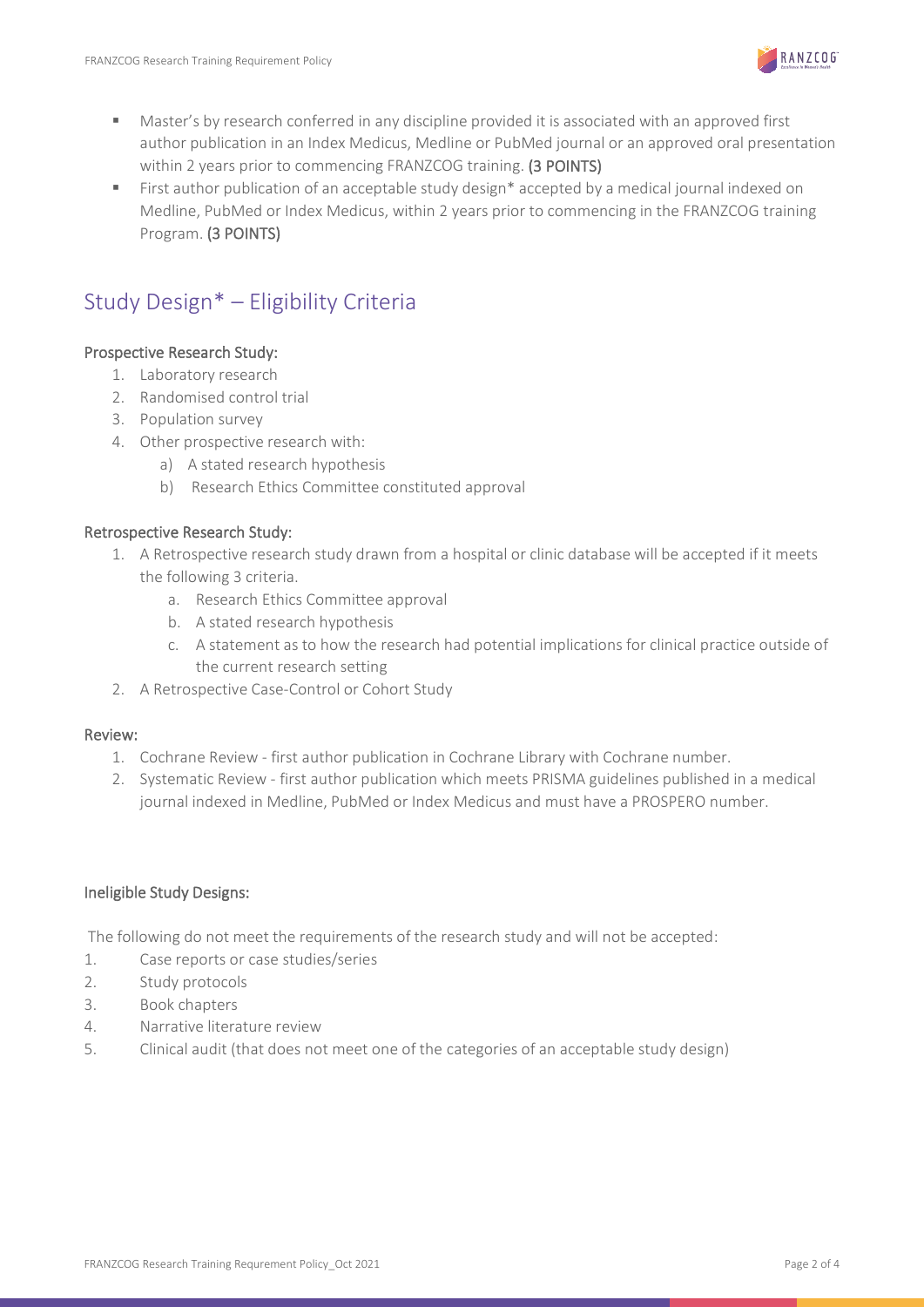- Master's by research conferred in any discipline provided it is associated with an approved first author publication in an Index Medicus, Medline or PubMed journal or an approved oral presentation within 2 years prior to commencing FRANZCOG training. **(3 POINTS)**
- First author publication of an acceptable study design* accepted by a medical journal indexed on Medline, PubMed or Index Medicus, within 2 years prior to commencing in the FRANZCOG training Program. **(3 POINTS)**

## Study Design* – Eligibility Criteria

### Prospective Research Study:

1. Laboratory research
2. Randomised control trial
3. Population survey
4. Other prospective research with:
   a) A stated research hypothesis
   b) Research Ethics Committee constituted approval

### Retrospective Research Study:

1. A Retrospective research study drawn from a hospital or clinic database will be accepted if it meets the following 3 criteria.
   a. Research Ethics Committee approval
   b. A stated research hypothesis
   c. A statement as to how the research had potential implications for clinical practice outside of the current research setting
2. A Retrospective Case-Control or Cohort Study

### Review:

1. Cochrane Review - first author publication in Cochrane Library with Cochrane number.
2. Systematic Review - first author publication which meets PRISMA guidelines published in a medical journal indexed in Medline, PubMed or Index Medicus and must have a PROSPERO number.

### Ineligible Study Designs:

The following do not meet the requirements of the research study and will not be accepted:

1. Case reports or case studies/series
2. Study protocols
3. Book chapters
4. Narrative literature review
5. Clinical audit (that does not meet one of the categories of an acceptable study design)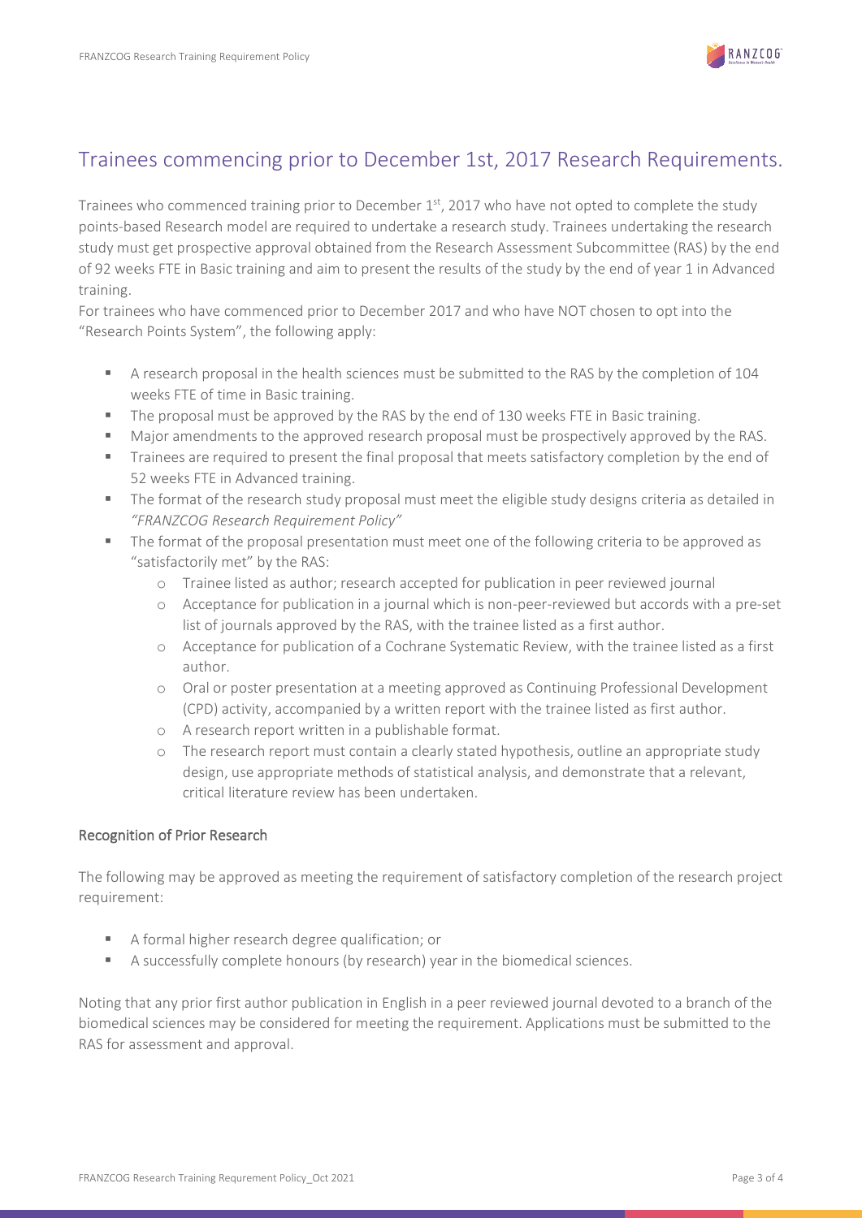## Trainees commencing prior to December 1st, 2017 Research Requirements.

Trainees who commenced training prior to December 1st, 2017 who have not opted to complete the study points-based Research model are required to undertake a research study. Trainees undertaking the research study must get prospective approval obtained from the Research Assessment Subcommittee (RAS) by the end of 92 weeks FTE in Basic training and aim to present the results of the study by the end of year 1 in Advanced training.

For trainees who have commenced prior to December 2017 and who have NOT chosen to opt into the "Research Points System", the following apply:

- A research proposal in the health sciences must be submitted to the RAS by the completion of 104 weeks FTE of time in Basic training.
- The proposal must be approved by the RAS by the end of 130 weeks FTE in Basic training.
- Major amendments to the approved research proposal must be prospectively approved by the RAS.
- Trainees are required to present the final proposal that meets satisfactory completion by the end of 52 weeks FTE in Advanced training.
- The format of the research study proposal must meet the eligible study designs criteria as detailed in *"FRANZCOG Research Requirement Policy"*
- The format of the proposal presentation must meet one of the following criteria to be approved as "satisfactorily met" by the RAS:
    - Trainee listed as author; research accepted for publication in peer reviewed journal
    - Acceptance for publication in a journal which is non-peer-reviewed but accords with a pre-set list of journals approved by the RAS, with the trainee listed as a first author.
    - Acceptance for publication of a Cochrane Systematic Review, with the trainee listed as a first author.
    - Oral or poster presentation at a meeting approved as Continuing Professional Development (CPD) activity, accompanied by a written report with the trainee listed as first author.
    - A research report written in a publishable format.
    - The research report must contain a clearly stated hypothesis, outline an appropriate study design, use appropriate methods of statistical analysis, and demonstrate that a relevant, critical literature review has been undertaken.

### Recognition of Prior Research

The following may be approved as meeting the requirement of satisfactory completion of the research project requirement:

- A formal higher research degree qualification; or
- A successfully complete honours (by research) year in the biomedical sciences.

Noting that any prior first author publication in English in a peer reviewed journal devoted to a branch of the biomedical sciences may be considered for meeting the requirement. Applications must be submitted to the RAS for assessment and approval.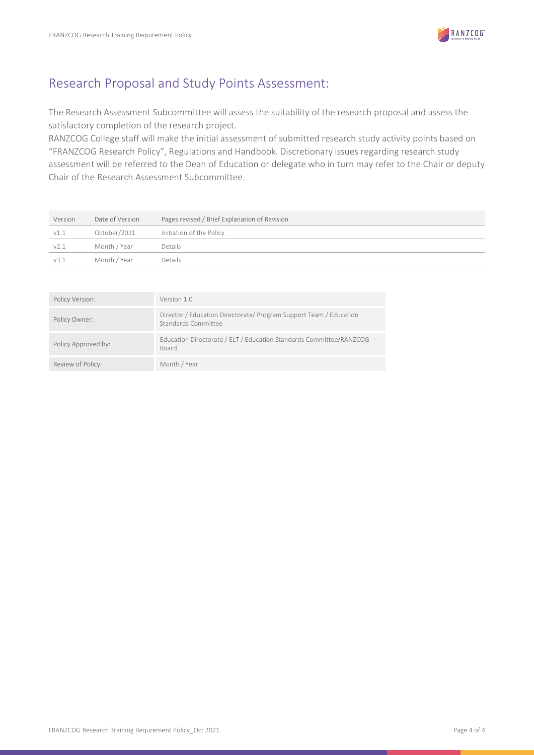## Research Proposal and Study Points Assessment:

The Research Assessment Subcommittee will assess the suitability of the research proposal and assess the satisfactory completion of the research project.

RANZCOG College staff will make the initial assessment of submitted research study activity points based on "FRANZCOG Research Policy", Regulations and Handbook. Discretionary issues regarding research study assessment will be referred to the Dean of Education or delegate who in turn may refer to the Chair or deputy Chair of the Research Assessment Subcommittee.

| Version | Date of Version | Pages revised / Brief Explanation of Revision |
|---|---|---|
| v1.1 | October/2021 | Initiation of the Policy |
| v2.1 | Month / Year | Details |
| v3.1 | Month / Year | Details |

| | |
|---|---|
| Policy Version: | Version 1.0 |
| Policy Owner: | Director / Education Directorate/ Program Support Team / Education Standards Committee |
| Policy Approved by: | Education Directorate / ELT / Education Standards Committee/RANZCOG Board |
| Review of Policy: | Month / Year |